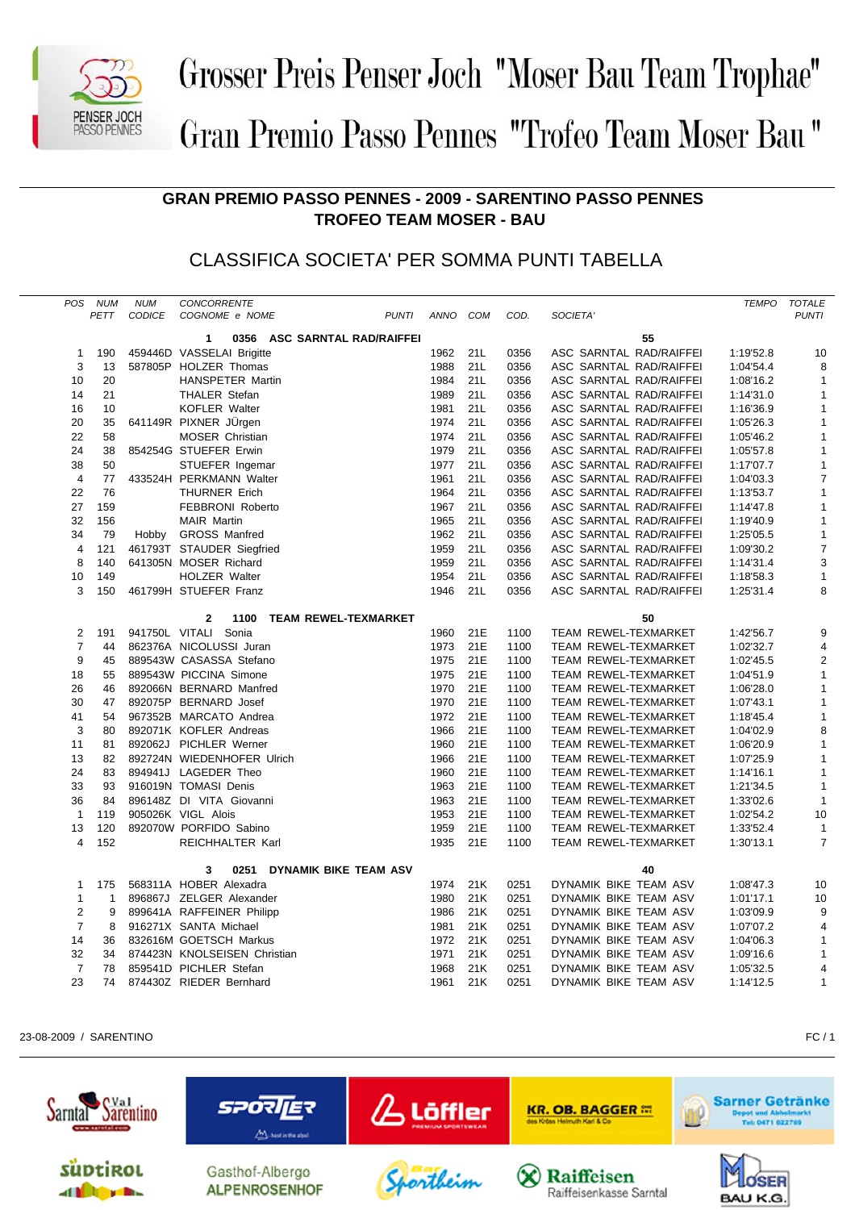# Grosser Preis Penser Joch "Moser Bau Team Trophae"

# Gran Premio Passo Pennes "Trofeo Team Moser Bau "

## GRAN PREMIO PASSO PENNES - 2009 - SARENTINO PASSO PENNES
## TROFEO TEAM MOSER - BAU

### CLASSIFICA SOCIETA' PER SOMMA PUNTI TABELLA

| POS | NUM PETT | NUM CODICE | CONCORRENTE COGNOME e NOME | PUNTI | ANNO | COM | COD. | SOCIETA' | TEMPO | TOTALE PUNTI |
|---|---|---|---|---|---|---|---|---|---|---|
| | | | **1 0356 ASC SARNTAL RAD/RAIFFEI** | | | | | **55** | | |
| 1 | 190 | 459446D | VASSELAI Brigitte | | 1962 | 21L | 0356 | ASC SARNTAL RAD/RAIFFEI | 1:19'52.8 | 10 |
| 3 | 13 | 587805P | HOLZER Thomas | | 1988 | 21L | 0356 | ASC SARNTAL RAD/RAIFFEI | 1:04'54.4 | 8 |
| 10 | 20 | | HANSPETER Martin | | 1984 | 21L | 0356 | ASC SARNTAL RAD/RAIFFEI | 1:08'16.2 | 1 |
| 14 | 21 | | THALER Stefan | | 1989 | 21L | 0356 | ASC SARNTAL RAD/RAIFFEI | 1:14'31.0 | 1 |
| 16 | 10 | | KOFLER Walter | | 1981 | 21L | 0356 | ASC SARNTAL RAD/RAIFFEI | 1:16'36.9 | 1 |
| 20 | 35 | 641149R | PIXNER JÜrgen | | 1974 | 21L | 0356 | ASC SARNTAL RAD/RAIFFEI | 1:05'26.3 | 1 |
| 22 | 58 | | MOSER Christian | | 1974 | 21L | 0356 | ASC SARNTAL RAD/RAIFFEI | 1:05'46.2 | 1 |
| 24 | 38 | 854254G | STUEFER Erwin | | 1979 | 21L | 0356 | ASC SARNTAL RAD/RAIFFEI | 1:05'57.8 | 1 |
| 38 | 50 | | STUEFER Ingemar | | 1977 | 21L | 0356 | ASC SARNTAL RAD/RAIFFEI | 1:17'07.7 | 1 |
| 4 | 77 | 433524H | PERKMANN Walter | | 1961 | 21L | 0356 | ASC SARNTAL RAD/RAIFFEI | 1:04'03.3 | 7 |
| 22 | 76 | | THURNER Erich | | 1964 | 21L | 0356 | ASC SARNTAL RAD/RAIFFEI | 1:13'53.7 | 1 |
| 27 | 159 | | FEBBRONI Roberto | | 1967 | 21L | 0356 | ASC SARNTAL RAD/RAIFFEI | 1:14'47.8 | 1 |
| 32 | 156 | | MAIR Martin | | 1965 | 21L | 0356 | ASC SARNTAL RAD/RAIFFEI | 1:19'40.9 | 1 |
| 34 | 79 | Hobby | GROSS Manfred | | 1962 | 21L | 0356 | ASC SARNTAL RAD/RAIFFEI | 1:25'05.5 | 1 |
| 4 | 121 | 461793T | STAUDER Siegfried | | 1959 | 21L | 0356 | ASC SARNTAL RAD/RAIFFEI | 1:09'30.2 | 7 |
| 8 | 140 | 641305N | MOSER Richard | | 1959 | 21L | 0356 | ASC SARNTAL RAD/RAIFFEI | 1:14'31.4 | 3 |
| 10 | 149 | | HOLZER Walter | | 1954 | 21L | 0356 | ASC SARNTAL RAD/RAIFFEI | 1:18'58.3 | 1 |
| 3 | 150 | 461799H | STUEFER Franz | | 1946 | 21L | 0356 | ASC SARNTAL RAD/RAIFFEI | 1:25'31.4 | 8 |
| | | | **2 1100 TEAM REWEL-TEXMARKET** | | | | | **50** | | |
| 2 | 191 | 941750L | VITALI Sonia | | 1960 | 21E | 1100 | TEAM REWEL-TEXMARKET | 1:42'56.7 | 9 |
| 7 | 44 | 862376A | NICOLUSSI Juran | | 1973 | 21E | 1100 | TEAM REWEL-TEXMARKET | 1:02'32.7 | 4 |
| 9 | 45 | 889543W | CASASSA Stefano | | 1975 | 21E | 1100 | TEAM REWEL-TEXMARKET | 1:02'45.5 | 2 |
| 18 | 55 | 889543W | PICCINA Simone | | 1975 | 21E | 1100 | TEAM REWEL-TEXMARKET | 1:04'51.9 | 1 |
| 26 | 46 | 892066N | BERNARD Manfred | | 1970 | 21E | 1100 | TEAM REWEL-TEXMARKET | 1:06'28.0 | 1 |
| 30 | 47 | 892075P | BERNARD Josef | | 1970 | 21E | 1100 | TEAM REWEL-TEXMARKET | 1:07'43.1 | 1 |
| 41 | 54 | 967352B | MARCATO Andrea | | 1972 | 21E | 1100 | TEAM REWEL-TEXMARKET | 1:18'45.4 | 1 |
| 3 | 80 | 892071K | KOFLER Andreas | | 1966 | 21E | 1100 | TEAM REWEL-TEXMARKET | 1:04'02.9 | 8 |
| 11 | 81 | 892062J | PICHLER Werner | | 1960 | 21E | 1100 | TEAM REWEL-TEXMARKET | 1:06'20.9 | 1 |
| 13 | 82 | 892724N | WIEDENHOFER Ulrich | | 1966 | 21E | 1100 | TEAM REWEL-TEXMARKET | 1:07'25.9 | 1 |
| 24 | 83 | 894941J | LAGEDER Theo | | 1960 | 21E | 1100 | TEAM REWEL-TEXMARKET | 1:14'16.1 | 1 |
| 33 | 93 | 916019N | TOMASI Denis | | 1963 | 21E | 1100 | TEAM REWEL-TEXMARKET | 1:21'34.5 | 1 |
| 36 | 84 | 896148Z | DI VITA Giovanni | | 1963 | 21E | 1100 | TEAM REWEL-TEXMARKET | 1:33'02.6 | 1 |
| 1 | 119 | 905026K | VIGL Alois | | 1953 | 21E | 1100 | TEAM REWEL-TEXMARKET | 1:02'54.2 | 10 |
| 13 | 120 | 892070W | PORFIDO Sabino | | 1959 | 21E | 1100 | TEAM REWEL-TEXMARKET | 1:33'52.4 | 1 |
| 4 | 152 | | REICHHALTER Karl | | 1935 | 21E | 1100 | TEAM REWEL-TEXMARKET | 1:30'13.1 | 7 |
| | | | **3 0251 DYNAMIK BIKE TEAM ASV** | | | | | **40** | | |
| 1 | 175 | 568311A | HOBER Alexadra | | 1974 | 21K | 0251 | DYNAMIK BIKE TEAM ASV | 1:08'47.3 | 10 |
| 1 | 1 | 896867J | ZELGER Alexander | | 1980 | 21K | 0251 | DYNAMIK BIKE TEAM ASV | 1:01'17.1 | 10 |
| 2 | 9 | 899641A | RAFFEINER Philipp | | 1986 | 21K | 0251 | DYNAMIK BIKE TEAM ASV | 1:03'09.9 | 9 |
| 7 | 8 | 916271X | SANTA Michael | | 1981 | 21K | 0251 | DYNAMIK BIKE TEAM ASV | 1:07'07.2 | 4 |
| 14 | 36 | 832616M | GOETSCH Markus | | 1972 | 21K | 0251 | DYNAMIK BIKE TEAM ASV | 1:04'06.3 | 1 |
| 32 | 34 | 874423N | KNOLSEISEN Christian | | 1971 | 21K | 0251 | DYNAMIK BIKE TEAM ASV | 1:09'16.6 | 1 |
| 7 | 78 | 859541D | PICHLER Stefan | | 1968 | 21K | 0251 | DYNAMIK BIKE TEAM ASV | 1:05'32.5 | 4 |
| 23 | 74 | 874430Z | RIEDER Bernhard | | 1961 | 21K | 0251 | DYNAMIK BIKE TEAM ASV | 1:14'12.5 | 1 |

23-08-2009 / SARENTINO

FC / 1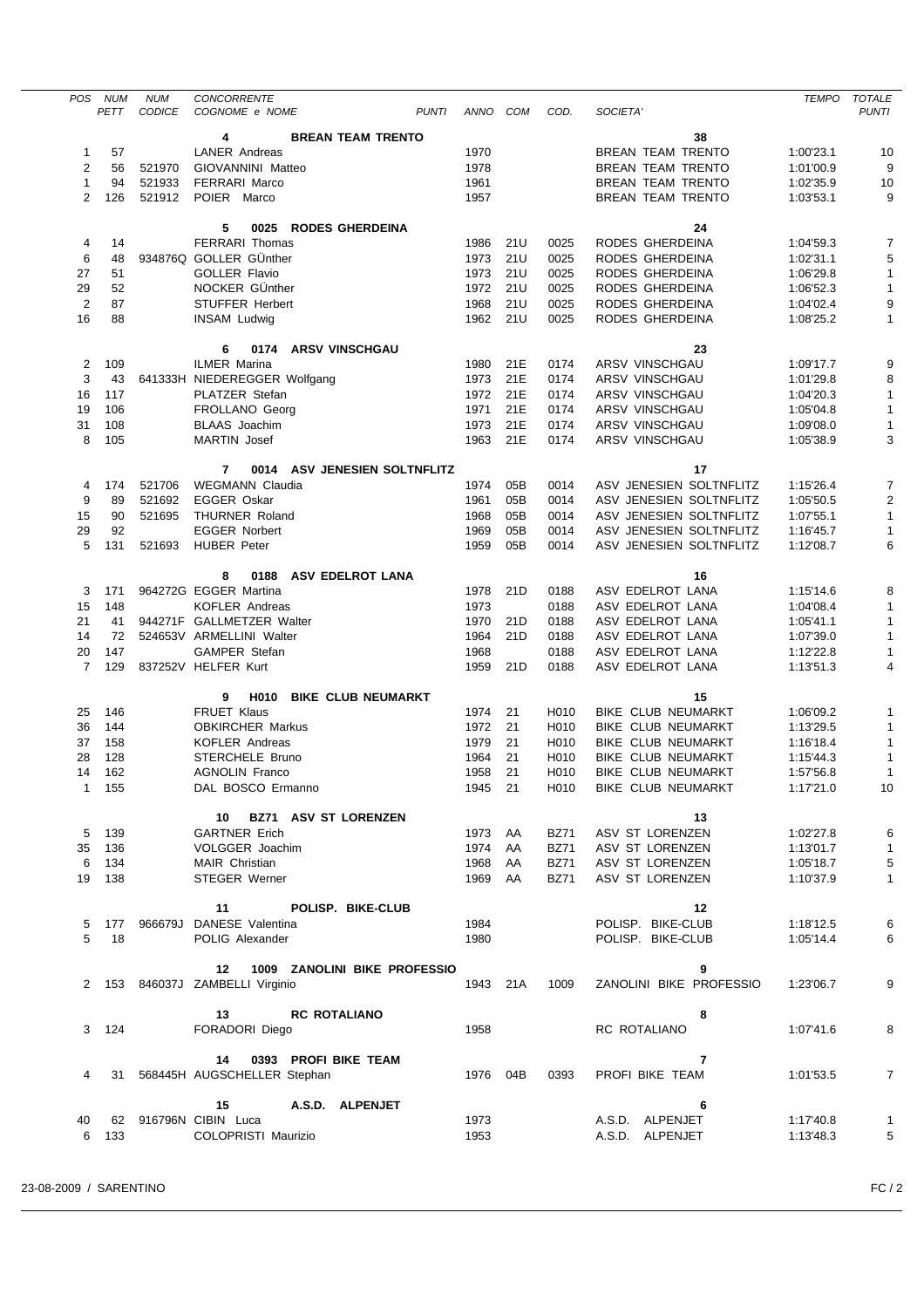| POS | NUM PETT | NUM CODICE | CONCORRENTE COGNOME e NOME | PUNTI | ANNO | COM | COD. | SOCIETA' | TEMPO | TOTALE PUNTI |
|---|---|---|---|---|---|---|---|---|---|---|
| | | | **4 BREAN TEAM TRENTO** | | | | | **38** | | |
| 1 | 57 | | LANER Andreas | | 1970 | | | BREAN TEAM TRENTO | 1:00'23.1 | 10 |
| 2 | 56 | 521970 | GIOVANNINI Matteo | | 1978 | | | BREAN TEAM TRENTO | 1:01'00.9 | 9 |
| 1 | 94 | 521933 | FERRARI Marco | | 1961 | | | BREAN TEAM TRENTO | 1:02'35.9 | 10 |
| 2 | 126 | 521912 | POIER Marco | | 1957 | | | BREAN TEAM TRENTO | 1:03'53.1 | 9 |
| | | | **5 0025 RODES GHERDEINA** | | | | | **24** | | |
| 4 | 14 | | FERRARI Thomas | | 1986 | 21U | 0025 | RODES GHERDEINA | 1:04'59.3 | 7 |
| 6 | 48 | 934876Q | GOLLER GÜnther | | 1973 | 21U | 0025 | RODES GHERDEINA | 1:02'31.1 | 5 |
| 27 | 51 | | GOLLER Flavio | | 1973 | 21U | 0025 | RODES GHERDEINA | 1:06'29.8 | 1 |
| 29 | 52 | | NOCKER GÜnther | | 1972 | 21U | 0025 | RODES GHERDEINA | 1:06'52.3 | 1 |
| 2 | 87 | | STUFFER Herbert | | 1968 | 21U | 0025 | RODES GHERDEINA | 1:04'02.4 | 9 |
| 16 | 88 | | INSAM Ludwig | | 1962 | 21U | 0025 | RODES GHERDEINA | 1:08'25.2 | 1 |
| | | | **6 0174 ARSV VINSCHGAU** | | | | | **23** | | |
| 2 | 109 | | ILMER Marina | | 1980 | 21E | 0174 | ARSV VINSCHGAU | 1:09'17.7 | 9 |
| 3 | 43 | 641333H | NIEDEREGGER Wolfgang | | 1973 | 21E | 0174 | ARSV VINSCHGAU | 1:01'29.8 | 8 |
| 16 | 117 | | PLATZER Stefan | | 1972 | 21E | 0174 | ARSV VINSCHGAU | 1:04'20.3 | 1 |
| 19 | 106 | | FROLLANO Georg | | 1971 | 21E | 0174 | ARSV VINSCHGAU | 1:05'04.8 | 1 |
| 31 | 108 | | BLAAS Joachim | | 1973 | 21E | 0174 | ARSV VINSCHGAU | 1:09'08.0 | 1 |
| 8 | 105 | | MARTIN Josef | | 1963 | 21E | 0174 | ARSV VINSCHGAU | 1:05'38.9 | 3 |
| | | | **7 0014 ASV JENESIEN SOLTNFLITZ** | | | | | **17** | | |
| 4 | 174 | 521706 | WEGMANN Claudia | | 1974 | 05B | 0014 | ASV JENESIEN SOLTNFLITZ | 1:15'26.4 | 7 |
| 9 | 89 | 521692 | EGGER Oskar | | 1961 | 05B | 0014 | ASV JENESIEN SOLTNFLITZ | 1:05'50.5 | 2 |
| 15 | 90 | 521695 | THURNER Roland | | 1968 | 05B | 0014 | ASV JENESIEN SOLTNFLITZ | 1:07'55.1 | 1 |
| 29 | 92 | | EGGER Norbert | | 1969 | 05B | 0014 | ASV JENESIEN SOLTNFLITZ | 1:16'45.7 | 1 |
| 5 | 131 | 521693 | HUBER Peter | | 1959 | 05B | 0014 | ASV JENESIEN SOLTNFLITZ | 1:12'08.7 | 6 |
| | | | **8 0188 ASV EDELROT LANA** | | | | | **16** | | |
| 3 | 171 | 964272G | EGGER Martina | | 1978 | 21D | 0188 | ASV EDELROT LANA | 1:15'14.6 | 8 |
| 15 | 148 | | KOFLER Andreas | | 1973 | | 0188 | ASV EDELROT LANA | 1:04'08.4 | 1 |
| 21 | 41 | 944271F | GALLMETZER Walter | | 1970 | 21D | 0188 | ASV EDELROT LANA | 1:05'41.1 | 1 |
| 14 | 72 | 524653V | ARMELLINI Walter | | 1964 | 21D | 0188 | ASV EDELROT LANA | 1:07'39.0 | 1 |
| 20 | 147 | | GAMPER Stefan | | 1968 | | 0188 | ASV EDELROT LANA | 1:12'22.8 | 1 |
| 7 | 129 | 837252V | HELFER Kurt | | 1959 | 21D | 0188 | ASV EDELROT LANA | 1:13'51.3 | 4 |
| | | | **9 H010 BIKE CLUB NEUMARKT** | | | | | **15** | | |
| 25 | 146 | | FRUET Klaus | | 1974 | 21 | H010 | BIKE CLUB NEUMARKT | 1:06'09.2 | 1 |
| 36 | 144 | | OBKIRCHER Markus | | 1972 | 21 | H010 | BIKE CLUB NEUMARKT | 1:13'29.5 | 1 |
| 37 | 158 | | KOFLER Andreas | | 1979 | 21 | H010 | BIKE CLUB NEUMARKT | 1:16'18.4 | 1 |
| 28 | 128 | | STERCHELE Bruno | | 1964 | 21 | H010 | BIKE CLUB NEUMARKT | 1:15'44.3 | 1 |
| 14 | 162 | | AGNOLIN Franco | | 1958 | 21 | H010 | BIKE CLUB NEUMARKT | 1:57'56.8 | 1 |
| 1 | 155 | | DAL BOSCO Ermanno | | 1945 | 21 | H010 | BIKE CLUB NEUMARKT | 1:17'21.0 | 10 |
| | | | **10 BZ71 ASV ST LORENZEN** | | | | | **13** | | |
| 5 | 139 | | GARTNER Erich | | 1973 | AA | BZ71 | ASV ST LORENZEN | 1:02'27.8 | 6 |
| 35 | 136 | | VOLGGER Joachim | | 1974 | AA | BZ71 | ASV ST LORENZEN | 1:13'01.7 | 1 |
| 6 | 134 | | MAIR Christian | | 1968 | AA | BZ71 | ASV ST LORENZEN | 1:05'18.7 | 5 |
| 19 | 138 | | STEGER Werner | | 1969 | AA | BZ71 | ASV ST LORENZEN | 1:10'37.9 | 1 |
| | | | **11 POLISP. BIKE-CLUB** | | | | | **12** | | |
| 5 | 177 | 966679J | DANESE Valentina | | 1984 | | | POLISP. BIKE-CLUB | 1:18'12.5 | 6 |
| 5 | 18 | | POLIG Alexander | | 1980 | | | POLISP. BIKE-CLUB | 1:05'14.4 | 6 |
| | | | **12 1009 ZANOLINI BIKE PROFESSIO** | | | | | **9** | | |
| 2 | 153 | 846037J | ZAMBELLI Virginio | | 1943 | 21A | 1009 | ZANOLINI BIKE PROFESSIO | 1:23'06.7 | 9 |
| | | | **13 RC ROTALIANO** | | | | | **8** | | |
| 3 | 124 | | FORADORI Diego | | 1958 | | | RC ROTALIANO | 1:07'41.6 | 8 |
| | | | **14 0393 PROFI BIKE TEAM** | | | | | **7** | | |
| 4 | 31 | 568445H | AUGSCHELLER Stephan | | 1976 | 04B | 0393 | PROFI BIKE TEAM | 1:01'53.5 | 7 |
| | | | **15 A.S.D. ALPENJET** | | | | | **6** | | |
| 40 | 62 | 916796N | CIBIN Luca | | 1973 | | | A.S.D. ALPENJET | 1:17'40.8 | 1 |
| 6 | 133 | | COLOPRISTI Maurizio | | 1953 | | | A.S.D. ALPENJET | 1:13'48.3 | 5 |

23-08-2009 / SARENTINO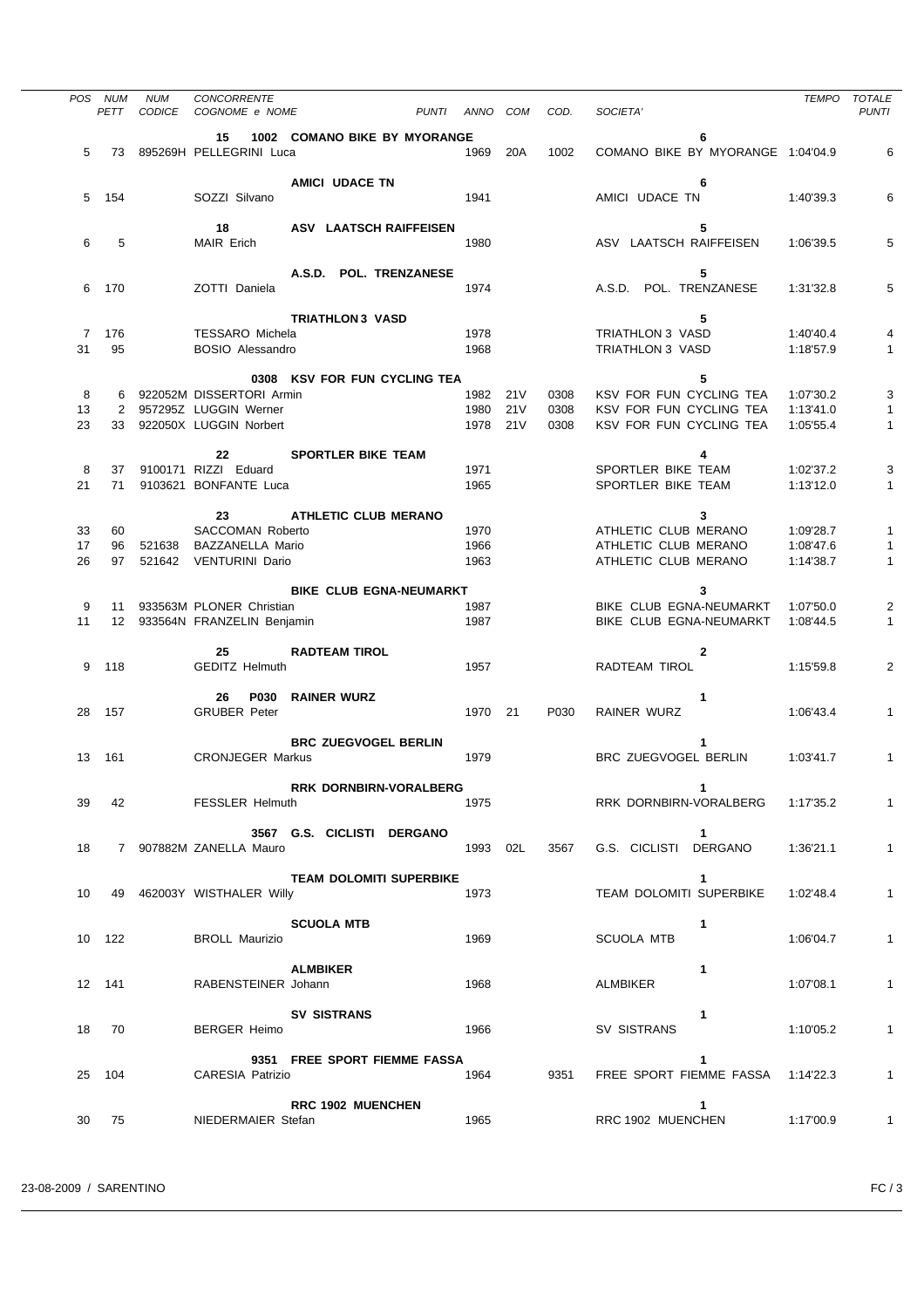| POS | NUM PETT | NUM CODICE | CONCORRENTE COGNOME e NOME | PUNTI | ANNO | COM | COD. | SOCIETA' | TEMPO | TOTALE PUNTI |
|---|---|---|---|---|---|---|---|---|---|---|
| | | | **15 1002 COMANO BIKE BY MYORANGE** | | | | | **6** | | |
| 5 | 73 | 895269H | PELLEGRINI Luca | | 1969 | 20A | 1002 | COMANO BIKE BY MYORANGE | 1:04'04.9 | 6 |
| | | | **AMICI UDACE TN** | | | | | **6** | | |
| 5 | 154 | | SOZZI Silvano | | 1941 | | | AMICI UDACE TN | 1:40'39.3 | 6 |
| | | | **18 ASV LAATSCH RAIFFEISEN** | | | | | **5** | | |
| 6 | 5 | | MAIR Erich | | 1980 | | | ASV LAATSCH RAIFFEISEN | 1:06'39.5 | 5 |
| | | | **A.S.D. POL. TRENZANESE** | | | | | **5** | | |
| 6 | 170 | | ZOTTI Daniela | | 1974 | | | A.S.D. POL. TRENZANESE | 1:31'32.8 | 5 |
| | | | **TRIATHLON 3 VASD** | | | | | **5** | | |
| 7 | 176 | | TESSARO Michela | | 1978 | | | TRIATHLON 3 VASD | 1:40'40.4 | 4 |
| 31 | 95 | | BOSIO Alessandro | | 1968 | | | TRIATHLON 3 VASD | 1:18'57.9 | 1 |
| | | | **0308 KSV FOR FUN CYCLING TEA** | | | | | **5** | | |
| 8 | 6 | 922052M | DISSERTORI Armin | | 1982 | 21V | 0308 | KSV FOR FUN CYCLING TEA | 1:07'30.2 | 3 |
| 13 | 2 | 957295Z | LUGGIN Werner | | 1980 | 21V | 0308 | KSV FOR FUN CYCLING TEA | 1:13'41.0 | 1 |
| 23 | 33 | 922050X | LUGGIN Norbert | | 1978 | 21V | 0308 | KSV FOR FUN CYCLING TEA | 1:05'55.4 | 1 |
| | | | **22 SPORTLER BIKE TEAM** | | | | | **4** | | |
| 8 | 37 | 9100171 | RIZZI Eduard | | 1971 | | | SPORTLER BIKE TEAM | 1:02'37.2 | 3 |
| 21 | 71 | 9103621 | BONFANTE Luca | | 1965 | | | SPORTLER BIKE TEAM | 1:13'12.0 | 1 |
| | | | **23 ATHLETIC CLUB MERANO** | | | | | **3** | | |
| 33 | 60 | | SACCOMAN Roberto | | 1970 | | | ATHLETIC CLUB MERANO | 1:09'28.7 | 1 |
| 17 | 96 | 521638 | BAZZANELLA Mario | | 1966 | | | ATHLETIC CLUB MERANO | 1:08'47.6 | 1 |
| 26 | 97 | 521642 | VENTURINI Dario | | 1963 | | | ATHLETIC CLUB MERANO | 1:14'38.7 | 1 |
| | | | **BIKE CLUB EGNA-NEUMARKT** | | | | | **3** | | |
| 9 | 11 | 933563M | PLONER Christian | | 1987 | | | BIKE CLUB EGNA-NEUMARKT | 1:07'50.0 | 2 |
| 11 | 12 | 933564N | FRANZELIN Benjamin | | 1987 | | | BIKE CLUB EGNA-NEUMARKT | 1:08'44.5 | 1 |
| | | | **25 RADTEAM TIROL** | | | | | **2** | | |
| 9 | 118 | | GEDITZ Helmuth | | 1957 | | | RADTEAM TIROL | 1:15'59.8 | 2 |
| | | | **26 P030 RAINER WURZ** | | | | | **1** | | |
| 28 | 157 | | GRUBER Peter | | 1970 | 21 | P030 | RAINER WURZ | 1:06'43.4 | 1 |
| | | | **BRC ZUEGVOGEL BERLIN** | | | | | **1** | | |
| 13 | 161 | | CRONJEGER Markus | | 1979 | | | BRC ZUEGVOGEL BERLIN | 1:03'41.7 | 1 |
| | | | **RRK DORNBIRN-VORALBERG** | | | | | **1** | | |
| 39 | 42 | | FESSLER Helmuth | | 1975 | | | RRK DORNBIRN-VORALBERG | 1:17'35.2 | 1 |
| | | | **3567 G.S. CICLISTI DERGANO** | | | | | **1** | | |
| 18 | 7 | 907882M | ZANELLA Mauro | | 1993 | 02L | 3567 | G.S. CICLISTI DERGANO | 1:36'21.1 | 1 |
| | | | **TEAM DOLOMITI SUPERBIKE** | | | | | **1** | | |
| 10 | 49 | 462003Y | WISTHALER Willy | | 1973 | | | TEAM DOLOMITI SUPERBIKE | 1:02'48.4 | 1 |
| | | | **SCUOLA MTB** | | | | | **1** | | |
| 10 | 122 | | BROLL Maurizio | | 1969 | | | SCUOLA MTB | 1:06'04.7 | 1 |
| | | | **ALMBIKER** | | | | | **1** | | |
| 12 | 141 | | RABENSTEINER Johann | | 1968 | | | ALMBIKER | 1:07'08.1 | 1 |
| | | | **SV SISTRANS** | | | | | **1** | | |
| 18 | 70 | | BERGER Heimo | | 1966 | | | SV SISTRANS | 1:10'05.2 | 1 |
| | | | **9351 FREE SPORT FIEMME FASSA** | | | | | **1** | | |
| 25 | 104 | | CARESIA Patrizio | | 1964 | | 9351 | FREE SPORT FIEMME FASSA | 1:14'22.3 | 1 |
| | | | **RRC 1902 MUENCHEN** | | | | | **1** | | |
| 30 | 75 | | NIEDERMAIER Stefan | | 1965 | | | RRC 1902 MUENCHEN | 1:17'00.9 | 1 |

23-08-2009 / SARENTINO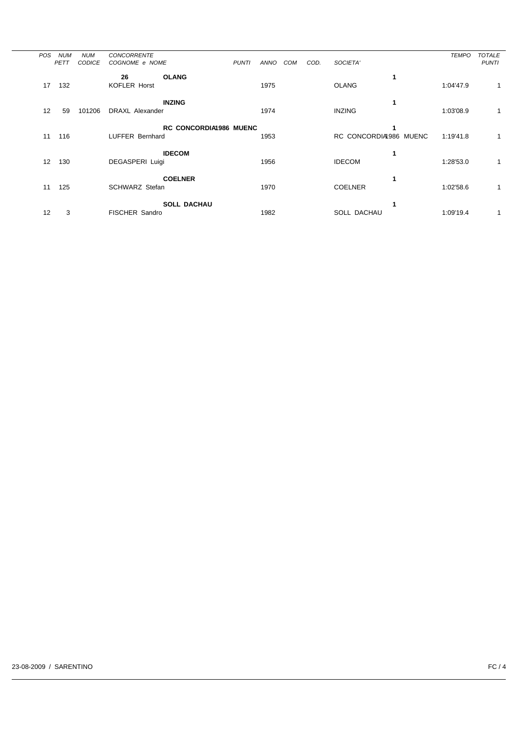| POS | NUM PETT | NUM CODICE | CONCORRENTE COGNOME e NOME | PUNTI | ANNO | COM | COD. | SOCIETA' | TEMPO | TOTALE PUNTI |
|---|---|---|---|---|---|---|---|---|---|---|
| | | | **26** **OLANG** | | | | | **1** | | |
| 17 | 132 | | KOFLER Horst | | 1975 | | | OLANG | 1:04'47.9 | 1 |
| | | | **INZING** | | | | | **1** | | |
| 12 | 59 | 101206 | DRAXL Alexander | | 1974 | | | INZING | 1:03'08.9 | 1 |
| | | | **RC CONCORDIA1986 MUENC** | | | | | **1** | | |
| 11 | 116 | | LUFFER Bernhard | | 1953 | | | RC CONCORDIA1986 MUENC | 1:19'41.8 | 1 |
| | | | **IDECOM** | | | | | **1** | | |
| 12 | 130 | | DEGASPERI Luigi | | 1956 | | | IDECOM | 1:28'53.0 | 1 |
| | | | **COELNER** | | | | | **1** | | |
| 11 | 125 | | SCHWARZ Stefan | | 1970 | | | COELNER | 1:02'58.6 | 1 |
| | | | **SOLL DACHAU** | | | | | **1** | | |
| 12 | 3 | | FISCHER Sandro | | 1982 | | | SOLL DACHAU | 1:09'19.4 | 1 |

23-08-2009 / SARENTINO FC / 4